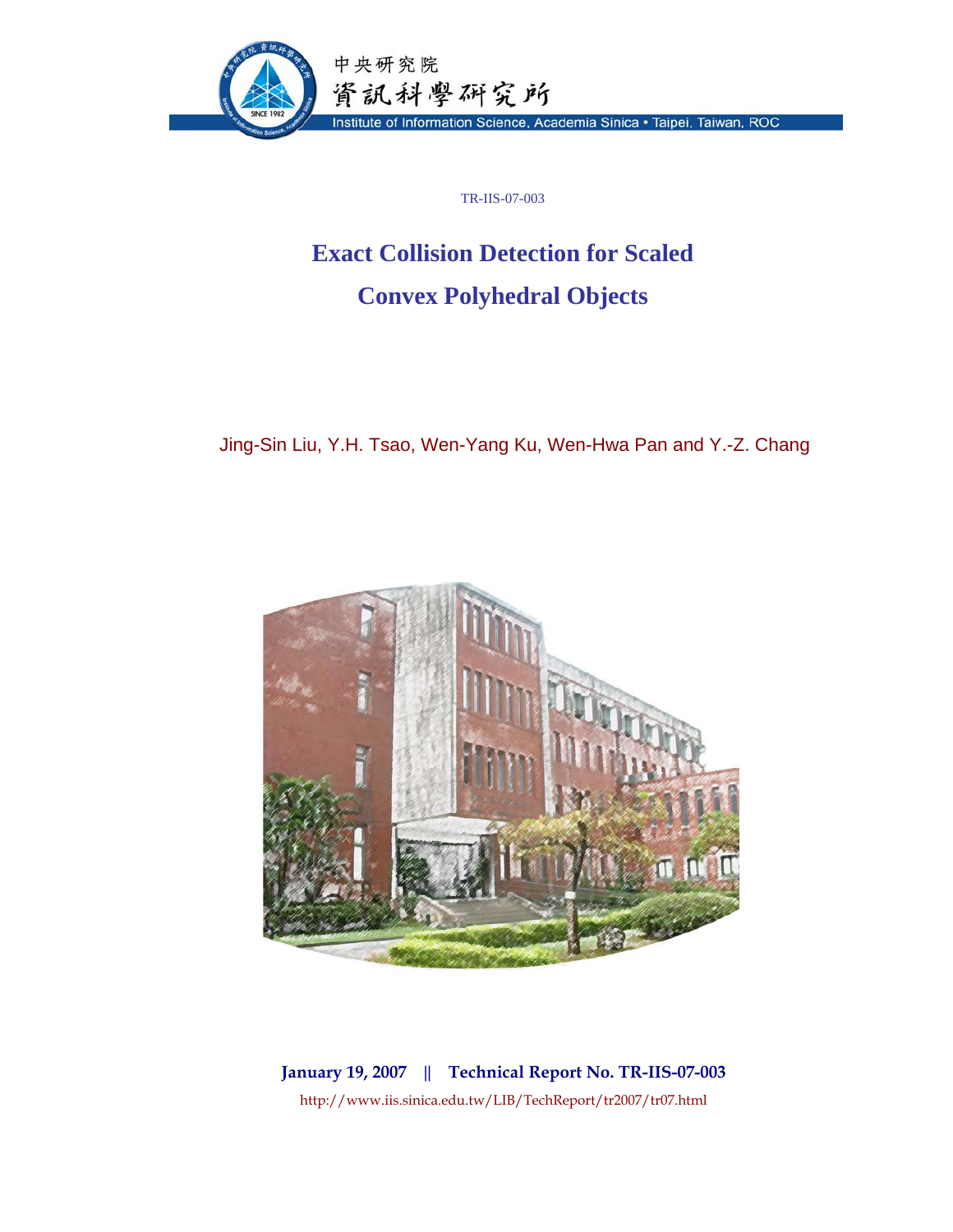中央研究院

資訊科學研究所

Institute of Information Science, Academia Sinica • Taipei, Taiwan, ROC

TR-IIS-07-003

# Exact Collision Detection for Scaled Convex Polyhedral Objects

Jing-Sin Liu, Y.H. Tsao, Wen-Yang Ku, Wen-Hwa Pan and Y.-Z. Chang

**January 19, 2007 || Technical Report No. TR-IIS-07-003**

http://www.iis.sinica.edu.tw/LIB/TechReport/tr2007/tr07.html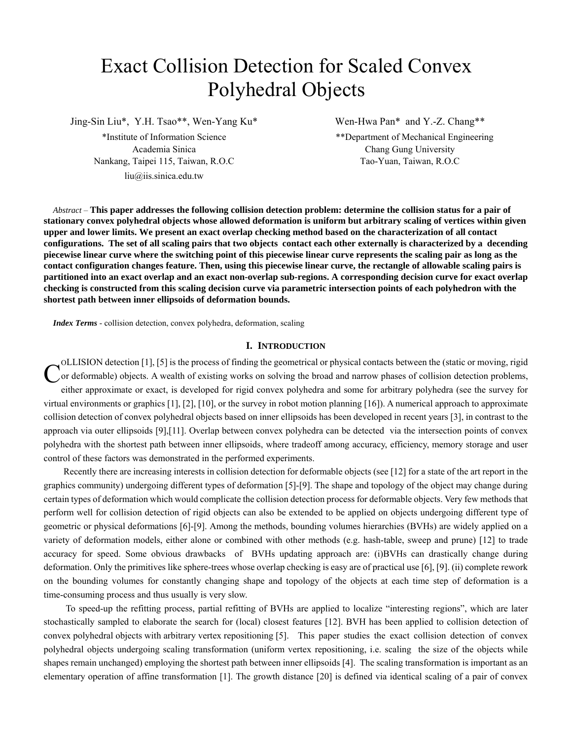# Exact Collision Detection for Scaled Convex Polyhedral Objects

Jing-Sin Liu*, Y.H. Tsao**, Wen-Yang Ku*

*Institute of Information Science
Academia Sinica
Nankang, Taipei 115, Taiwan, R.O.C
liu@iis.sinica.edu.tw

Wen-Hwa Pan* and Y.-Z. Chang**

**Department of Mechanical Engineering
Chang Gung University
Tao-Yuan, Taiwan, R.O.C

*Abstract* – **This paper addresses the following collision detection problem: determine the collision status for a pair of stationary convex polyhedral objects whose allowed deformation is uniform but arbitrary scaling of vertices within given upper and lower limits. We present an exact overlap checking method based on the characterization of all contact configurations. The set of all scaling pairs that two objects contact each other externally is characterized by a decending piecewise linear curve where the switching point of this piecewise linear curve represents the scaling pair as long as the contact configuration changes feature. Then, using this piecewise linear curve, the rectangle of allowable scaling pairs is partitioned into an exact overlap and an exact non-overlap sub-regions. A corresponding decision curve for exact overlap checking is constructed from this scaling decision curve via parametric intersection points of each polyhedron with the shortest path between inner ellipsoids of deformation bounds.**

***Index Terms*** - collision detection, convex polyhedra, deformation, scaling

## I. Introduction

COLLISION detection [1], [5] is the process of finding the geometrical or physical contacts between the (static or moving, rigid or deformable) objects. A wealth of existing works on solving the broad and narrow phases of collision detection problems, either approximate or exact, is developed for rigid convex polyhedra and some for arbitrary polyhedra (see the survey for virtual environments or graphics [1], [2], [10], or the survey in robot motion planning [16]). A numerical approach to approximate collision detection of convex polyhedral objects based on inner ellipsoids has been developed in recent years [3], in contrast to the approach via outer ellipsoids [9],[11]. Overlap between convex polyhedra can be detected via the intersection points of convex polyhedra with the shortest path between inner ellipsoids, where tradeoff among accuracy, efficiency, memory storage and user control of these factors was demonstrated in the performed experiments.

Recently there are increasing interests in collision detection for deformable objects (see [12] for a state of the art report in the graphics community) undergoing different types of deformation [5]-[9]. The shape and topology of the object may change during certain types of deformation which would complicate the collision detection process for deformable objects. Very few methods that perform well for collision detection of rigid objects can also be extended to be applied on objects undergoing different type of geometric or physical deformations [6]-[9]. Among the methods, bounding volumes hierarchies (BVHs) are widely applied on a variety of deformation models, either alone or combined with other methods (e.g. hash-table, sweep and prune) [12] to trade accuracy for speed. Some obvious drawbacks of BVHs updating approach are: (i)BVHs can drastically change during deformation. Only the primitives like sphere-trees whose overlap checking is easy are of practical use [6], [9]. (ii) complete rework on the bounding volumes for constantly changing shape and topology of the objects at each time step of deformation is a time-consuming process and thus usually is very slow.

To speed-up the refitting process, partial refitting of BVHs are applied to localize "interesting regions", which are later stochastically sampled to elaborate the search for (local) closest features [12]. BVH has been applied to collision detection of convex polyhedral objects with arbitrary vertex repositioning [5]. This paper studies the exact collision detection of convex polyhedral objects undergoing scaling transformation (uniform vertex repositioning, i.e. scaling the size of the objects while shapes remain unchanged) employing the shortest path between inner ellipsoids [4]. The scaling transformation is important as an elementary operation of affine transformation [1]. The growth distance [20] is defined via identical scaling of a pair of convex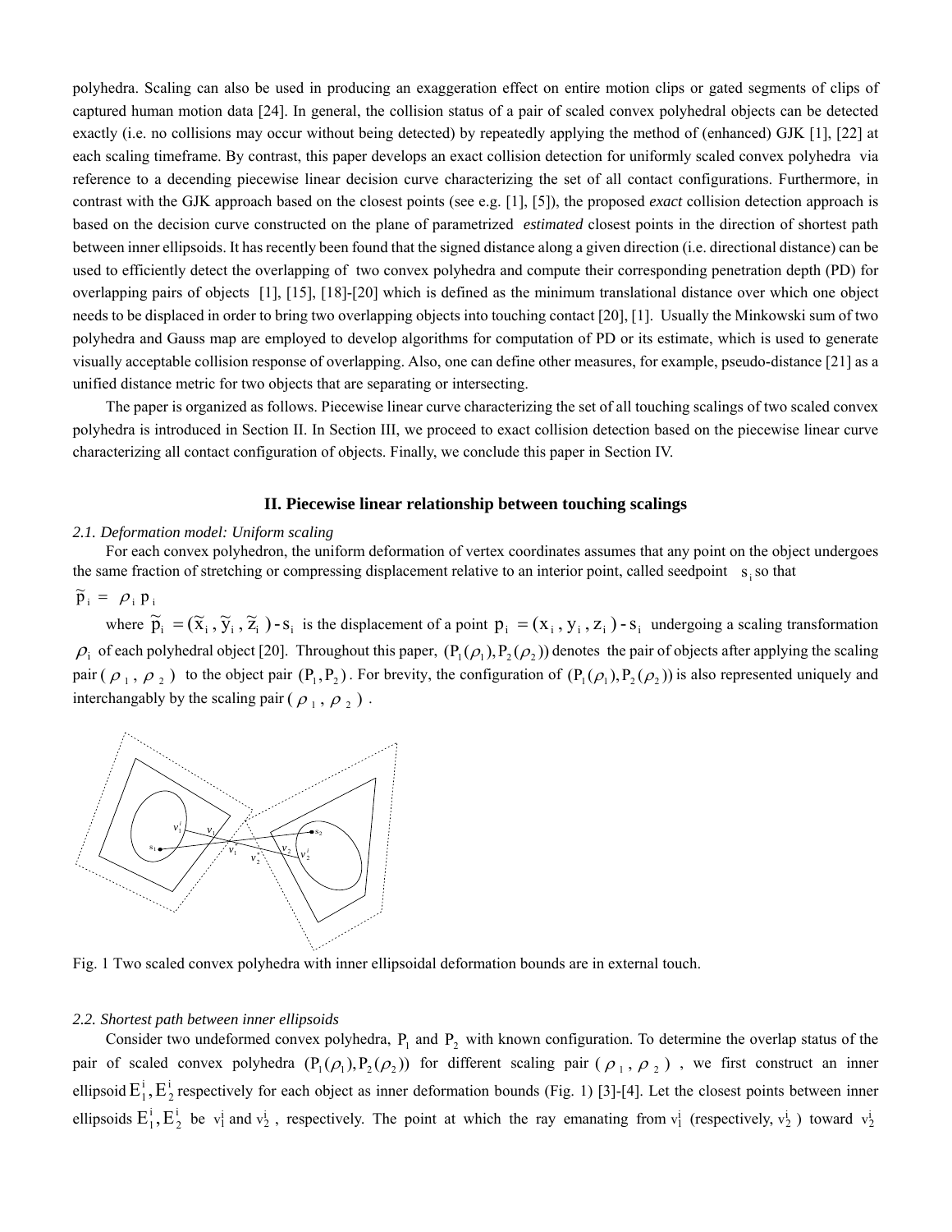polyhedra. Scaling can also be used in producing an exaggeration effect on entire motion clips or gated segments of clips of captured human motion data [24]. In general, the collision status of a pair of scaled convex polyhedral objects can be detected exactly (i.e. no collisions may occur without being detected) by repeatedly applying the method of (enhanced) GJK [1], [22] at each scaling timeframe. By contrast, this paper develops an exact collision detection for uniformly scaled convex polyhedra via reference to a decending piecewise linear decision curve characterizing the set of all contact configurations. Furthermore, in contrast with the GJK approach based on the closest points (see e.g. [1], [5]), the proposed *exact* collision detection approach is based on the decision curve constructed on the plane of parametrized *estimated* closest points in the direction of shortest path between inner ellipsoids. It has recently been found that the signed distance along a given direction (i.e. directional distance) can be used to efficiently detect the overlapping of two convex polyhedra and compute their corresponding penetration depth (PD) for overlapping pairs of objects [1], [15], [18]-[20] which is defined as the minimum translational distance over which one object needs to be displaced in order to bring two overlapping objects into touching contact [20], [1]. Usually the Minkowski sum of two polyhedra and Gauss map are employed to develop algorithms for computation of PD or its estimate, which is used to generate visually acceptable collision response of overlapping. Also, one can define other measures, for example, pseudo-distance [21] as a unified distance metric for two objects that are separating or intersecting.

The paper is organized as follows. Piecewise linear curve characterizing the set of all touching scalings of two scaled convex polyhedra is introduced in Section II. In Section III, we proceed to exact collision detection based on the piecewise linear curve characterizing all contact configuration of objects. Finally, we conclude this paper in Section IV.

## II. Piecewise linear relationship between touching scalings

### *2.1. Deformation model: Uniform scaling*

For each convex polyhedron, the uniform deformation of vertex coordinates assumes that any point on the object undergoes the same fraction of stretching or compressing displacement relative to an interior point, called seedpoint $s_i$ so that

$$\tilde{p}_i = \rho_i p_i$$

where $\tilde{p}_i = (\tilde{x}_i, \tilde{y}_i, \tilde{z}_i) - s_i$ is the displacement of a point $p_i = (x_i, y_i, z_i) - s_i$ undergoing a scaling transformation $\rho_i$ of each polyhedral object [20]. Throughout this paper, $(P_1(\rho_1), P_2(\rho_2))$ denotes the pair of objects after applying the scaling pair $(\rho_1, \rho_2)$ to the object pair $(P_1, P_2)$. For brevity, the configuration of $(P_1(\rho_1), P_2(\rho_2))$ is also represented uniquely and interchangably by the scaling pair $(\rho_1, \rho_2)$.

Fig. 1 Two scaled convex polyhedra with inner ellipsoidal deformation bounds are in external touch.

### *2.2. Shortest path between inner ellipsoids*

Consider two undeformed convex polyhedra, $P_1$ and $P_2$ with known configuration. To determine the overlap status of the pair of scaled convex polyhedra $(P_1(\rho_1), P_2(\rho_2))$ for different scaling pair $(\rho_1, \rho_2)$, we first construct an inner ellipsoid $E_1^i, E_2^i$ respectively for each object as inner deformation bounds (Fig. 1) [3]-[4]. Let the closest points between inner ellipsoids $E_1^i, E_2^i$ be $v_1^i$ and $v_2^i$, respectively. The point at which the ray emanating from $v_1^i$ (respectively, $v_2^i$) toward $v_2^i$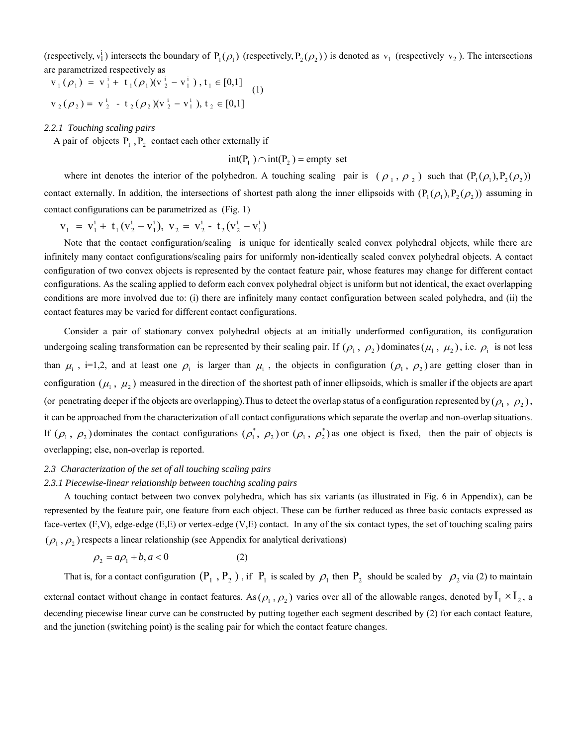(respectively, $v_1^i$) intersects the boundary of $P_1(\rho_1)$ (respectively, $P_2(\rho_2)$) is denoted as $v_1$ (respectively $v_2$). The intersections are parametrized respectively as

$$
\begin{aligned}
v_1(\rho_1) &= v_1^i + t_1(\rho_1)(v_2^i - v_1^i), \; t_1 \in [0,1] \\
v_2(\rho_2) &= v_2^i - t_2(\rho_2)(v_2^i - v_1^i), \; t_2 \in [0,1]
\end{aligned}
\qquad (1)
$$

*2.2.1 Touching scaling pairs*

A pair of objects $P_1, P_2$ contact each other externally if

$$\text{int}(P_1) \cap \text{int}(P_2) = \text{empty set}$$

where int denotes the interior of the polyhedron. A touching scaling pair is $(\rho_1, \rho_2)$ such that $(P_1(\rho_1), P_2(\rho_2))$ contact externally. In addition, the intersections of shortest path along the inner ellipsoids with $(P_1(\rho_1), P_2(\rho_2))$ assuming in contact configurations can be parametrized as (Fig. 1)

$$v_1 = v_1^i + t_1(v_2^i - v_1^i), \; v_2 = v_2^i - t_2(v_2^i - v_1^i)$$

Note that the contact configuration/scaling is unique for identically scaled convex polyhedral objects, while there are infinitely many contact configurations/scaling pairs for uniformly non-identically scaled convex polyhedral objects. A contact configuration of two convex objects is represented by the contact feature pair, whose features may change for different contact configurations. As the scaling applied to deform each convex polyhedral object is uniform but not identical, the exact overlapping conditions are more involved due to: (i) there are infinitely many contact configuration between scaled polyhedra, and (ii) the contact features may be varied for different contact configurations.

Consider a pair of stationary convex polyhedral objects at an initially underformed configuration, its configuration undergoing scaling transformation can be represented by their scaling pair. If $(\rho_1, \rho_2)$ dominates $(\mu_1, \mu_2)$, i.e. $\rho_i$ is not less than $\mu_i$, i=1,2, and at least one $\rho_i$ is larger than $\mu_i$, the objects in configuration $(\rho_1, \rho_2)$ are getting closer than in configuration $(\mu_1, \mu_2)$ measured in the direction of the shortest path of inner ellipsoids, which is smaller if the objects are apart (or penetrating deeper if the objects are overlapping).Thus to detect the overlap status of a configuration represented by $(\rho_1, \rho_2)$, it can be approached from the characterization of all contact configurations which separate the overlap and non-overlap situations. If $(\rho_1, \rho_2)$ dominates the contact configurations $(\rho_1^*, \rho_2)$ or $(\rho_1, \rho_2^*)$ as one object is fixed, then the pair of objects is overlapping; else, non-overlap is reported.

*2.3 Characterization of the set of all touching scaling pairs*

*2.3.1 Piecewise-linear relationship between touching scaling pairs*

A touching contact between two convex polyhedra, which has six variants (as illustrated in Fig. 6 in Appendix), can be represented by the feature pair, one feature from each object. These can be further reduced as three basic contacts expressed as face-vertex (F,V), edge-edge (E,E) or vertex-edge (V,E) contact. In any of the six contact types, the set of touching scaling pairs $(\rho_1, \rho_2)$ respects a linear relationship (see Appendix for analytical derivations)

$$\rho_2 = a\rho_1 + b, a < 0 \qquad (2)$$

That is, for a contact configuration $(P_1, P_2)$, if $P_1$ is scaled by $\rho_1$ then $P_2$ should be scaled by $\rho_2$ via (2) to maintain external contact without change in contact features. As $(\rho_1, \rho_2)$ varies over all of the allowable ranges, denoted by $I_1 \times I_2$, a decending piecewise linear curve can be constructed by putting together each segment described by (2) for each contact feature, and the junction (switching point) is the scaling pair for which the contact feature changes.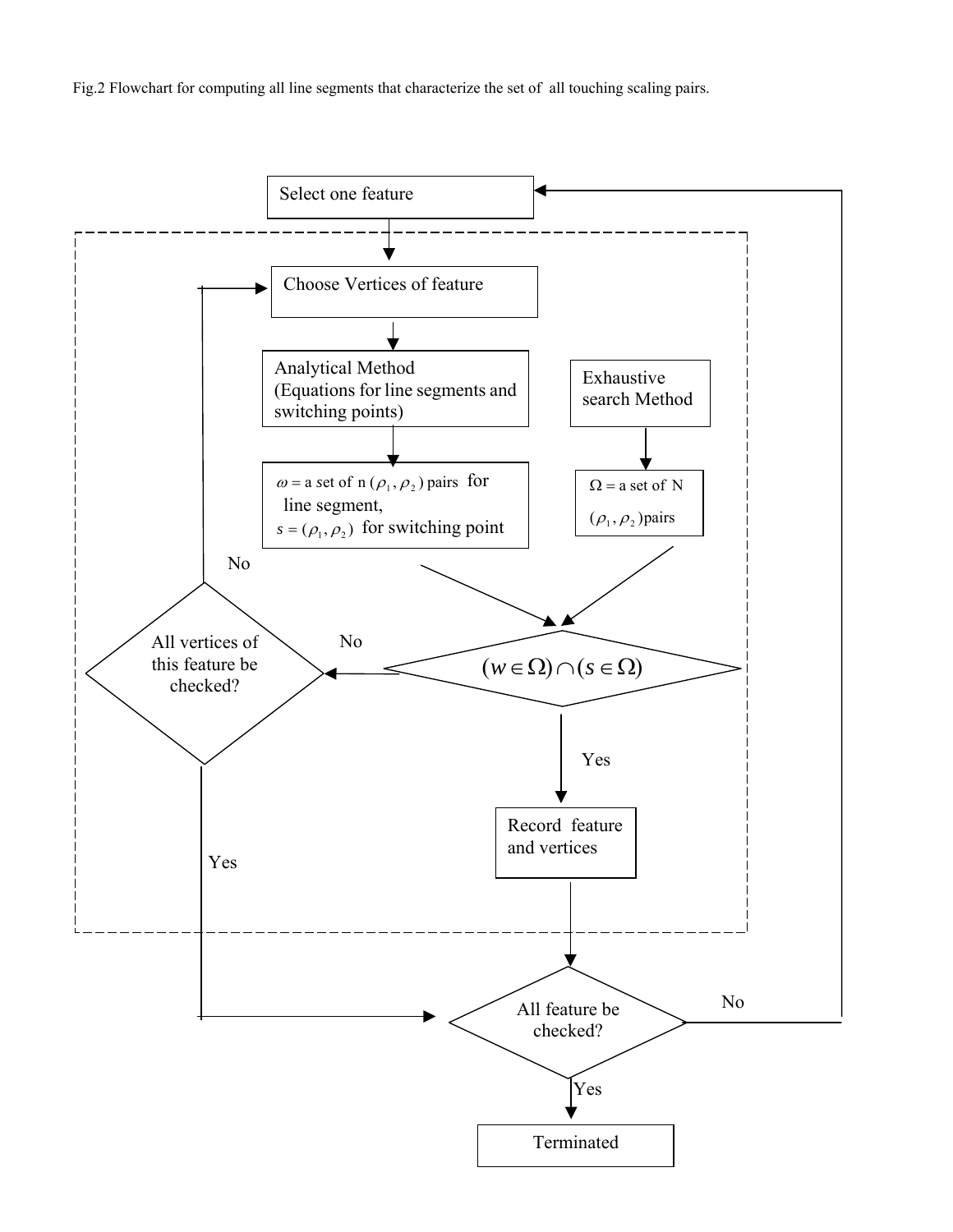Fig.2 Flowchart for computing all line segments that characterize the set of all touching scaling pairs.

Select one feature

Choose Vertices of feature

Analytical Method (Equations for line segments and switching points)

Exhaustive search Method

$\omega$ = a set of n $(\rho_1, \rho_2)$ pairs for line segment, $s = (\rho_1, \rho_2)$ for switching point

$\Omega$ = a set of N $(\rho_1, \rho_2)$ pairs

$(w \in \Omega) \cap (s \in \Omega)$

No

Yes

All vertices of this feature be checked?

No

Yes

Record feature and vertices

All feature be checked?

No

Yes

Terminated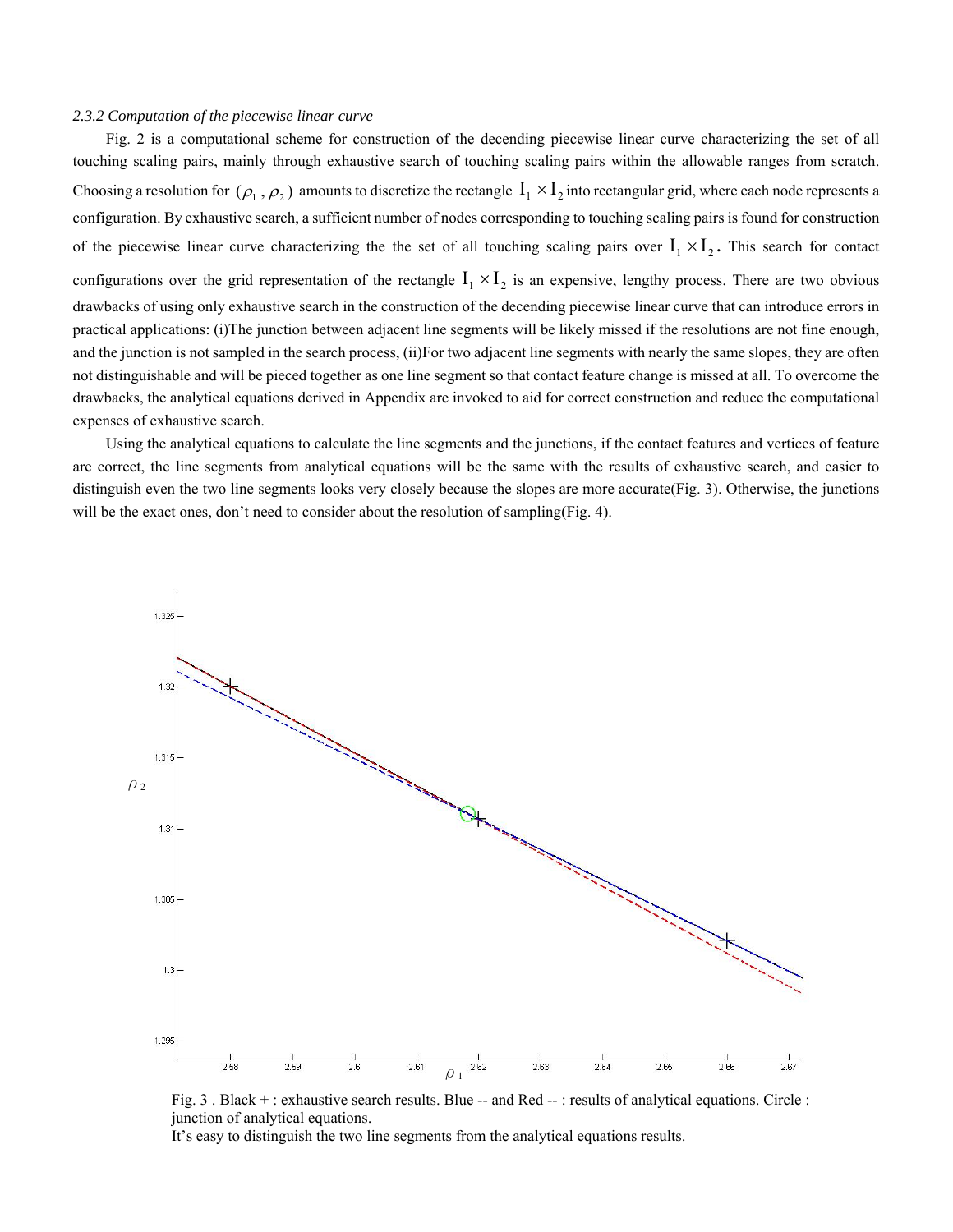*2.3.2 Computation of the piecewise linear curve*

Fig. 2 is a computational scheme for construction of the decending piecewise linear curve characterizing the set of all touching scaling pairs, mainly through exhaustive search of touching scaling pairs within the allowable ranges from scratch. Choosing a resolution for $(\rho_1, \rho_2)$ amounts to discretize the rectangle $I_1 \times I_2$ into rectangular grid, where each node represents a configuration. By exhaustive search, a sufficient number of nodes corresponding to touching scaling pairs is found for construction of the piecewise linear curve characterizing the the set of all touching scaling pairs over $I_1 \times I_2$. This search for contact configurations over the grid representation of the rectangle $I_1 \times I_2$ is an expensive, lengthy process. There are two obvious drawbacks of using only exhaustive search in the construction of the decending piecewise linear curve that can introduce errors in practical applications: (i)The junction between adjacent line segments will be likely missed if the resolutions are not fine enough, and the junction is not sampled in the search process, (ii)For two adjacent line segments with nearly the same slopes, they are often not distinguishable and will be pieced together as one line segment so that contact feature change is missed at all. To overcome the drawbacks, the analytical equations derived in Appendix are invoked to aid for correct construction and reduce the computational expenses of exhaustive search.

Using the analytical equations to calculate the line segments and the junctions, if the contact features and vertices of feature are correct, the line segments from analytical equations will be the same with the results of exhaustive search, and easier to distinguish even the two line segments looks very closely because the slopes are more accurate(Fig. 3). Otherwise, the junctions will be the exact ones, don't need to consider about the resolution of sampling(Fig. 4).

Fig. 3 . Black + : exhaustive search results. Blue -- and Red -- : results of analytical equations. Circle : junction of analytical equations.
It's easy to distinguish the two line segments from the analytical equations results.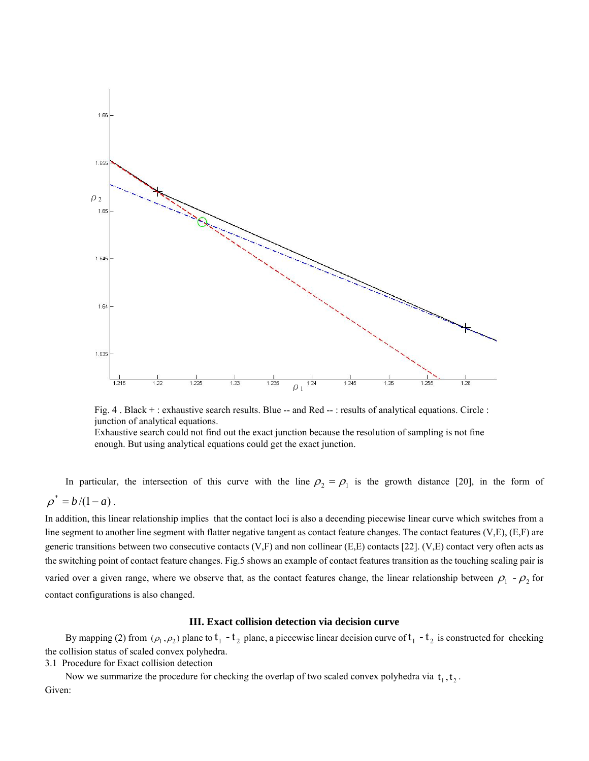Fig. 4 . Black + : exhaustive search results. Blue -- and Red -- : results of analytical equations. Circle : junction of analytical equations.
Exhaustive search could not find out the exact junction because the resolution of sampling is not fine enough. But using analytical equations could get the exact junction.

In particular, the intersection of this curve with the line $\rho_2 = \rho_1$ is the growth distance [20], in the form of $\rho^* = b/(1-a)$.

In addition, this linear relationship implies that the contact loci is also a decending piecewise linear curve which switches from a line segment to another line segment with flatter negative tangent as contact feature changes. The contact features (V,E), (E,F) are generic transitions between two consecutive contacts (V,F) and non collinear (E,E) contacts [22]. (V,E) contact very often acts as the switching point of contact feature changes. Fig.5 shows an example of contact features transition as the touching scaling pair is varied over a given range, where we observe that, as the contact features change, the linear relationship between $\rho_1$ - $\rho_2$ for contact configurations is also changed.

## III. Exact collision detection via decision curve

By mapping (2) from $(\rho_1, \rho_2)$ plane to $t_1$ - $t_2$ plane, a piecewise linear decision curve of $t_1$ - $t_2$ is constructed for checking the collision status of scaled convex polyhedra.

3.1 Procedure for Exact collision detection

Now we summarize the procedure for checking the overlap of two scaled convex polyhedra via $t_1, t_2$.

Given: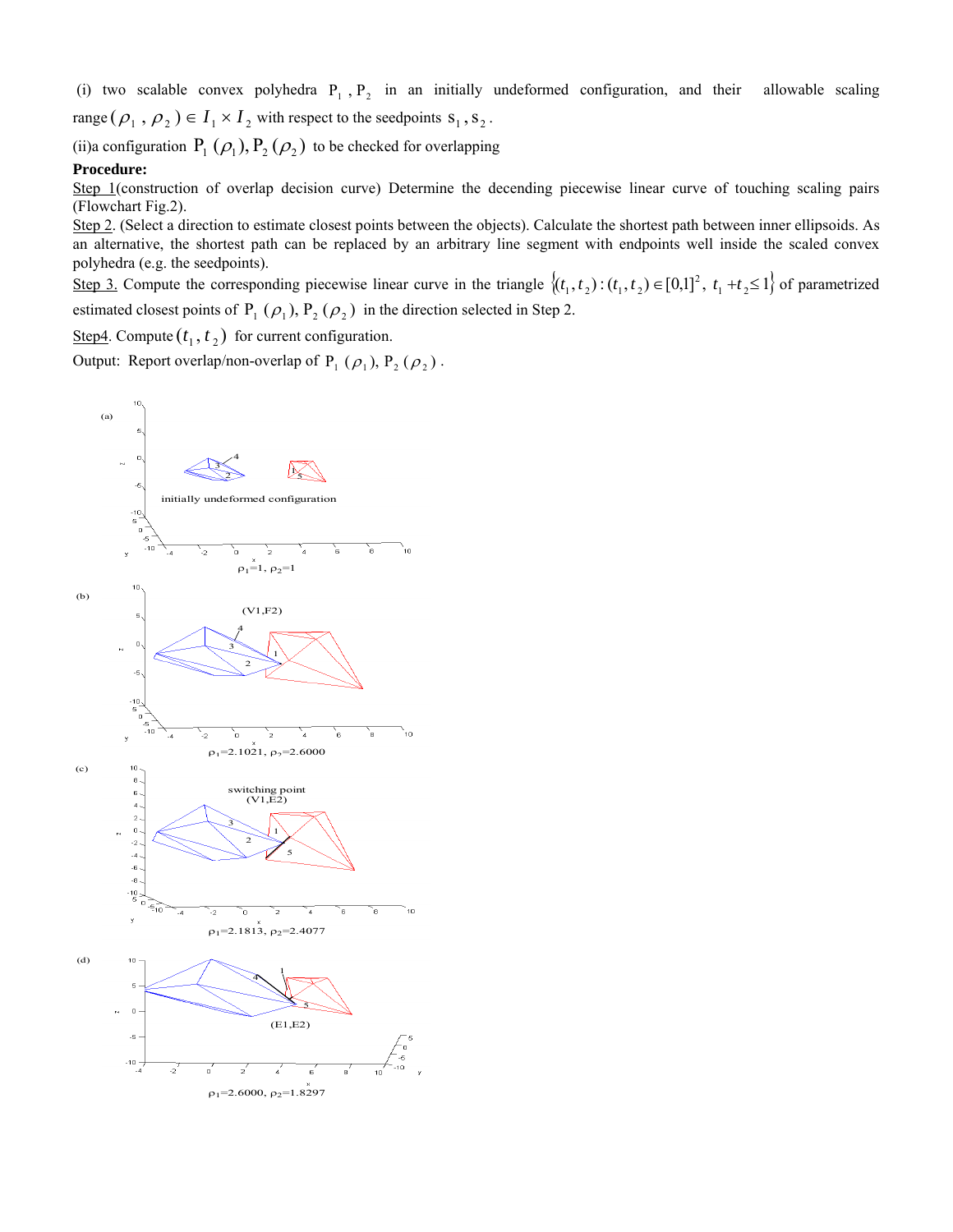(i) two scalable convex polyhedra $P_1$, $P_2$ in an initially undeformed configuration, and their allowable scaling range $(\rho_1, \rho_2) \in I_1 \times I_2$ with respect to the seedpoints $s_1, s_2$.

(ii)a configuration $P_1(\rho_1), P_2(\rho_2)$ to be checked for overlapping

**Procedure:**

Step 1(construction of overlap decision curve) Determine the decending piecewise linear curve of touching scaling pairs (Flowchart Fig.2).

Step 2. (Select a direction to estimate closest points between the objects). Calculate the shortest path between inner ellipsoids. As an alternative, the shortest path can be replaced by an arbitrary line segment with endpoints well inside the scaled convex polyhedra (e.g. the seedpoints).

Step 3. Compute the corresponding piecewise linear curve in the triangle $\{(t_1, t_2) : (t_1, t_2) \in [0,1]^2, \ t_1 + t_2 \leq 1\}$ of parametrized estimated closest points of $P_1(\rho_1), P_2(\rho_2)$ in the direction selected in Step 2.

Step4. Compute $(t_1, t_2)$ for current configuration.

Output: Report overlap/non-overlap of $P_1(\rho_1), P_2(\rho_2)$.

(a) initially undeformed configuration, $\rho_1=1, \rho_2=1$

(b) (V1,F2), $\rho_1=2.1021, \rho_2=2.6000$

(c) switching point (V1,E2), $\rho_1=2.1813, \rho_2=2.4077$

(d) (E1,E2), $\rho_1=2.6000, \rho_2=1.8297$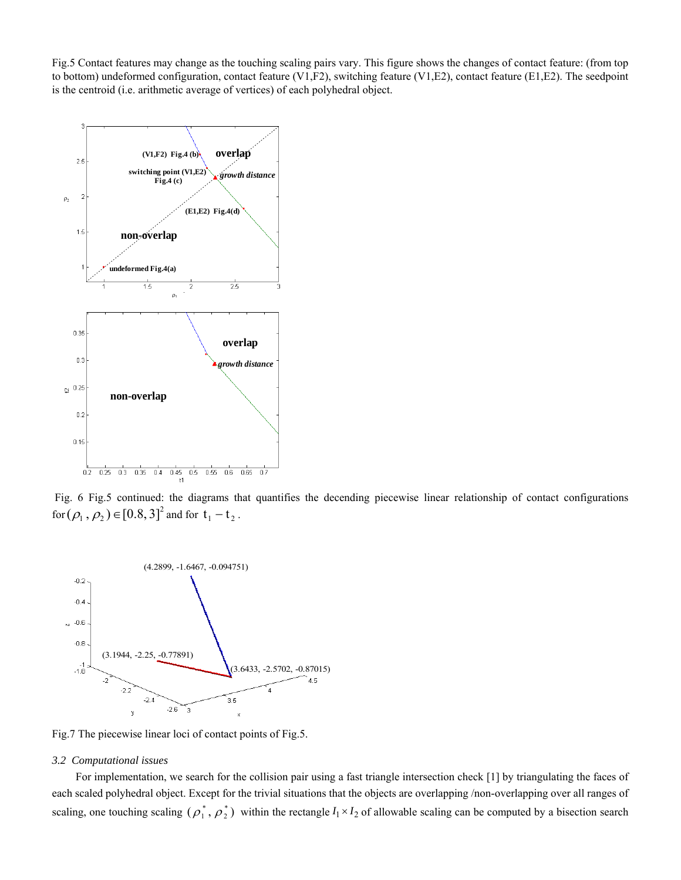Fig.5 Contact features may change as the touching scaling pairs vary. This figure shows the changes of contact feature: (from top to bottom) undeformed configuration, contact feature (V1,F2), switching feature (V1,E2), contact feature (E1,E2). The seedpoint is the centroid (i.e. arithmetic average of vertices) of each polyhedral object.

Fig. 6 Fig.5 continued: the diagrams that quantifies the decending piecewise linear relationship of contact configurations for $(\rho_1, \rho_2) \in [0.8, 3]^2$ and for $t_1 - t_2$.

Fig.7 The piecewise linear loci of contact points of Fig.5.

### *3.2 Computational issues*

For implementation, we search for the collision pair using a fast triangle intersection check [1] by triangulating the faces of each scaled polyhedral object. Except for the trivial situations that the objects are overlapping /non-overlapping over all ranges of scaling, one touching scaling $(\rho_1^*, \rho_2^*)$ within the rectangle $I_1 \times I_2$ of allowable scaling can be computed by a bisection search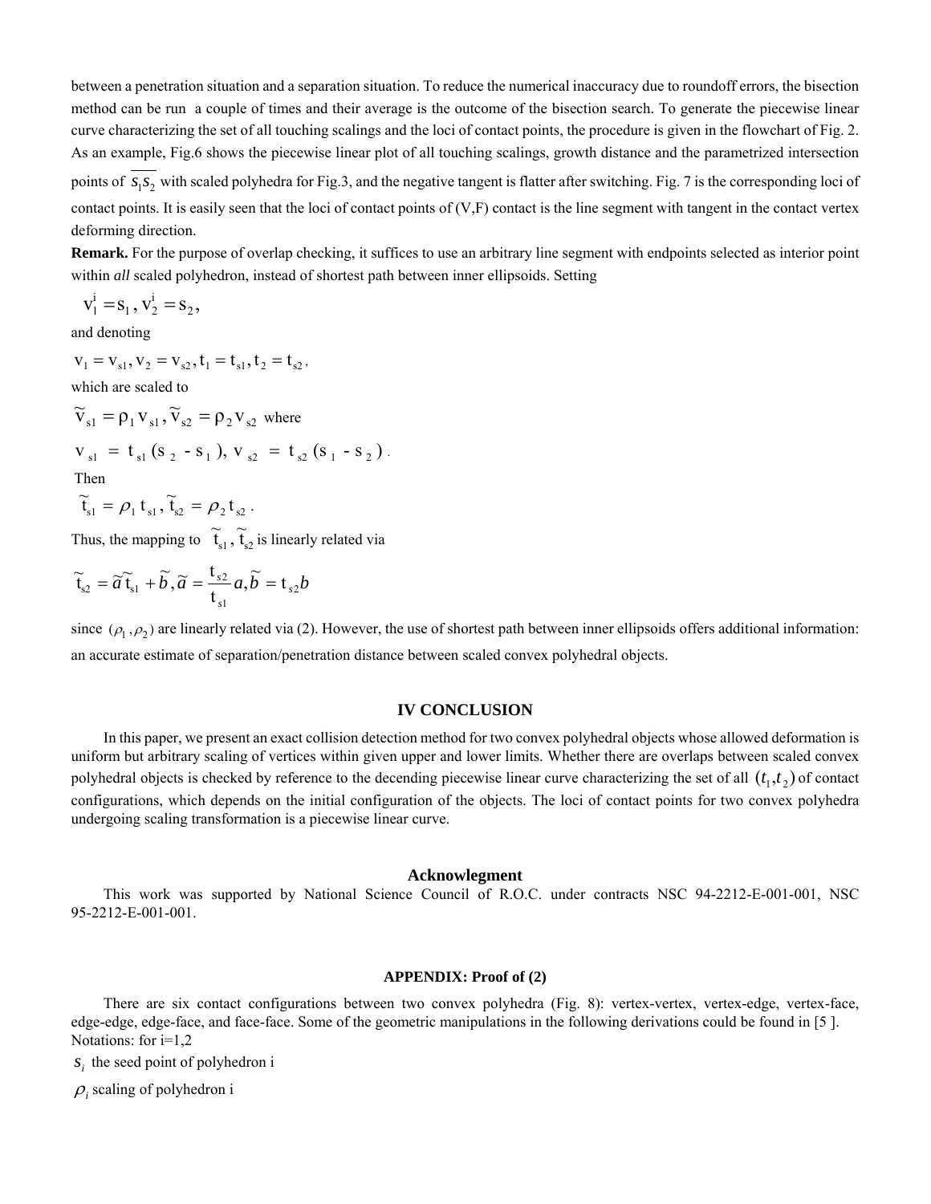between a penetration situation and a separation situation. To reduce the numerical inaccuracy due to roundoff errors, the bisection method can be run a couple of times and their average is the outcome of the bisection search. To generate the piecewise linear curve characterizing the set of all touching scalings and the loci of contact points, the procedure is given in the flowchart of Fig. 2. As an example, Fig.6 shows the piecewise linear plot of all touching scalings, growth distance and the parametrized intersection points of $\overline{s_1 s_2}$ with scaled polyhedra for Fig.3, and the negative tangent is flatter after switching. Fig. 7 is the corresponding loci of contact points. It is easily seen that the loci of contact points of (V,F) contact is the line segment with tangent in the contact vertex deforming direction.

**Remark.** For the purpose of overlap checking, it suffices to use an arbitrary line segment with endpoints selected as interior point within *all* scaled polyhedron, instead of shortest path between inner ellipsoids. Setting

$$\mathrm{v}_1^{\mathrm{i}} = \mathrm{s}_1 , \mathrm{v}_2^{\mathrm{i}} = \mathrm{s}_2 ,$$

and denoting

$$\mathrm{v}_1 = \mathrm{v}_{\mathrm{s}1}, \mathrm{v}_2 = \mathrm{v}_{\mathrm{s}2}, \mathrm{t}_1 = \mathrm{t}_{\mathrm{s}1}, \mathrm{t}_2 = \mathrm{t}_{\mathrm{s}2},$$

which are scaled to

$$\widetilde{\mathrm{v}}_{\mathrm{s}1} = \rho_1 \mathrm{v}_{\mathrm{s}1} , \widetilde{\mathrm{v}}_{\mathrm{s}2} = \rho_2 \mathrm{v}_{\mathrm{s}2} \text{ where}$$

$$\mathrm{v}_{\mathrm{s}1} = \mathrm{t}_{\mathrm{s}1} (\mathrm{s}_2 - \mathrm{s}_1 ), \ \mathrm{v}_{\mathrm{s}2} = \mathrm{t}_{\mathrm{s}2} (\mathrm{s}_1 - \mathrm{s}_2 ) .$$

Then

$$\widetilde{\mathrm{t}}_{\mathrm{s}1} = \rho_1 \mathrm{t}_{\mathrm{s}1} , \widetilde{\mathrm{t}}_{\mathrm{s}2} = \rho_2 \mathrm{t}_{\mathrm{s}2} .$$

Thus, the mapping to $\widetilde{\mathrm{t}}_{\mathrm{s}1} , \widetilde{\mathrm{t}}_{\mathrm{s}2}$ is linearly related via

$$\widetilde{\mathrm{t}}_{\mathrm{s}2} = \widetilde{a}\widetilde{\mathrm{t}}_{\mathrm{s}1} + \widetilde{b} , \widetilde{a} = \frac{\mathrm{t}_{s2}}{\mathrm{t}_{s1}} a, \widetilde{b} = \mathrm{t}_{s2} b$$

since $(\rho_1 , \rho_2)$ are linearly related via (2). However, the use of shortest path between inner ellipsoids offers additional information: an accurate estimate of separation/penetration distance between scaled convex polyhedral objects.

## IV CONCLUSION

In this paper, we present an exact collision detection method for two convex polyhedral objects whose allowed deformation is uniform but arbitrary scaling of vertices within given upper and lower limits. Whether there are overlaps between scaled convex polyhedral objects is checked by reference to the decending piecewise linear curve characterizing the set of all $(t_1, t_2)$ of contact configurations, which depends on the initial configuration of the objects. The loci of contact points for two convex polyhedra undergoing scaling transformation is a piecewise linear curve.

## Acknowlegment

This work was supported by National Science Council of R.O.C. under contracts NSC 94-2212-E-001-001, NSC 95-2212-E-001-001.

## APPENDIX: Proof of (2)

There are six contact configurations between two convex polyhedra (Fig. 8): vertex-vertex, vertex-edge, vertex-face, edge-edge, edge-face, and face-face. Some of the geometric manipulations in the following derivations could be found in [5 ].

Notations: for i=1,2

$s_i$ the seed point of polyhedron i

$\rho_i$ scaling of polyhedron i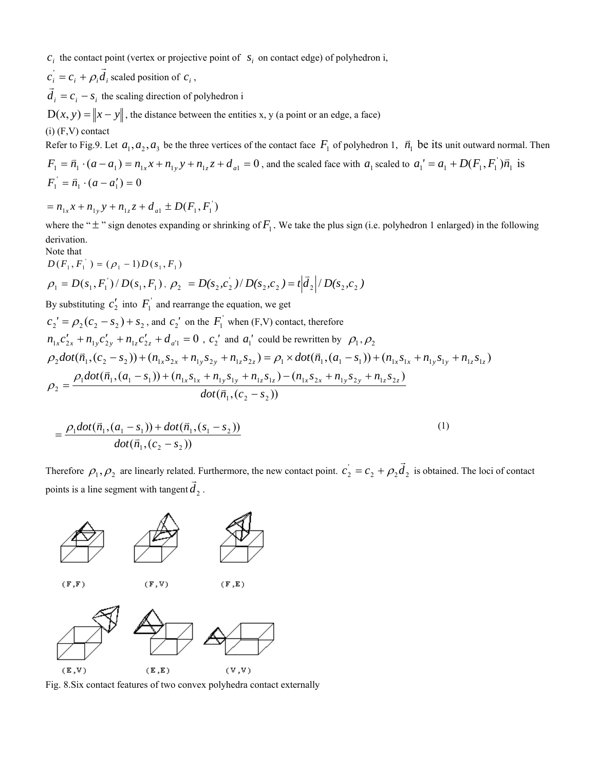$c_i$ the contact point (vertex or projective point of $s_i$ on contact edge) of polyhedron i,

$c_i^{'} = c_i + \rho_i \vec{d}_i$ scaled position of $c_i$ ,

$\vec{d}_i = c_i - s_i$ the scaling direction of polyhedron i

$\mathrm{D}(x, y) = \|x - y\|$, the distance between the entities x, y (a point or an edge, a face)

(i) (F,V) contact

Refer to Fig.9. Let $a_1, a_2, a_3$ be the three vertices of the contact face $F_1$ of polyhedron 1, $\vec{n}_1$ be its unit outward normal. Then $F_1 = \vec{n}_1 \cdot (a - a_1) = n_{1x}x + n_{1y}y + n_{1z}z + d_{a1} = 0$ , and the scaled face with $a_1$ scaled to $a_1' = a_1 + D(F_1, F_1^{'})\vec{n}_1$ is $F_1^{'} = \vec{n}_1 \cdot (a - a_1') = 0$

$$= n_{1x}x + n_{1y}y + n_{1z}z + d_{a1} \pm D(F_1, F_1^{'})$$

where the "$\pm$" sign denotes expanding or shrinking of $F_1$. We take the plus sign (i.e. polyhedron 1 enlarged) in the following derivation.

Note that

$$D(F_1, F_1^{'}) = (\rho_1 - 1)D(s_1, F_1)$$

$$\rho_1 = D(s_1, F_1^{'}) / D(s_1, F_1), \; \rho_2 = D(s_2, c_2^{'}) / D(s_2, c_2) = t\left|\vec{d}_2\right| / D(s_2, c_2)$$

By substituting $c_2'$ into $F_1^{'}$ and rearrange the equation, we get

$c_2' = \rho_2(c_2 - s_2) + s_2$ , and $c_2'$ on the $F_1^{'}$ when (F,V) contact, therefore

$n_{1x}c_{2x}' + n_{1y}c_{2y}' + n_{1z}c_{2z}' + d_{a'1} = 0$ , $c_2'$ and $a_1'$ could be rewritten by $\rho_1, \rho_2$

$$\rho_2 dot(\vec{n}_1, (c_2 - s_2)) + (n_{1x}s_{2x} + n_{1y}s_{2y} + n_{1z}s_{2z}) = \rho_1 \times dot(\vec{n}_1, (a_1 - s_1)) + (n_{1x}s_{1x} + n_{1y}s_{1y} + n_{1z}s_{1z})$$

$$\rho_2 = \frac{\rho_1 dot(\vec{n}_1, (a_1 - s_1)) + (n_{1x}s_{1x} + n_{1y}s_{1y} + n_{1z}s_{1z}) - (n_{1x}s_{2x} + n_{1y}s_{2y} + n_{1z}s_{2z})}{dot(\vec{n}_1, (c_2 - s_2))}$$

$$= \frac{\rho_1 dot(\vec{n}_1, (a_1 - s_1)) + dot(\vec{n}_1, (s_1 - s_2))}{dot(\vec{n}_1, (c_2 - s_2))} \quad (1)$$

Therefore $\rho_1, \rho_2$ are linearly related. Furthermore, the new contact point. $c_2^{'} = c_2 + \rho_2 \vec{d}_2$ is obtained. The loci of contact points is a line segment with tangent $\vec{d}_2$ .

(F,F) (F,V) (F,E)

(E,V) (E,E) (V,V)

Fig. 8.Six contact features of two convex polyhedra contact externally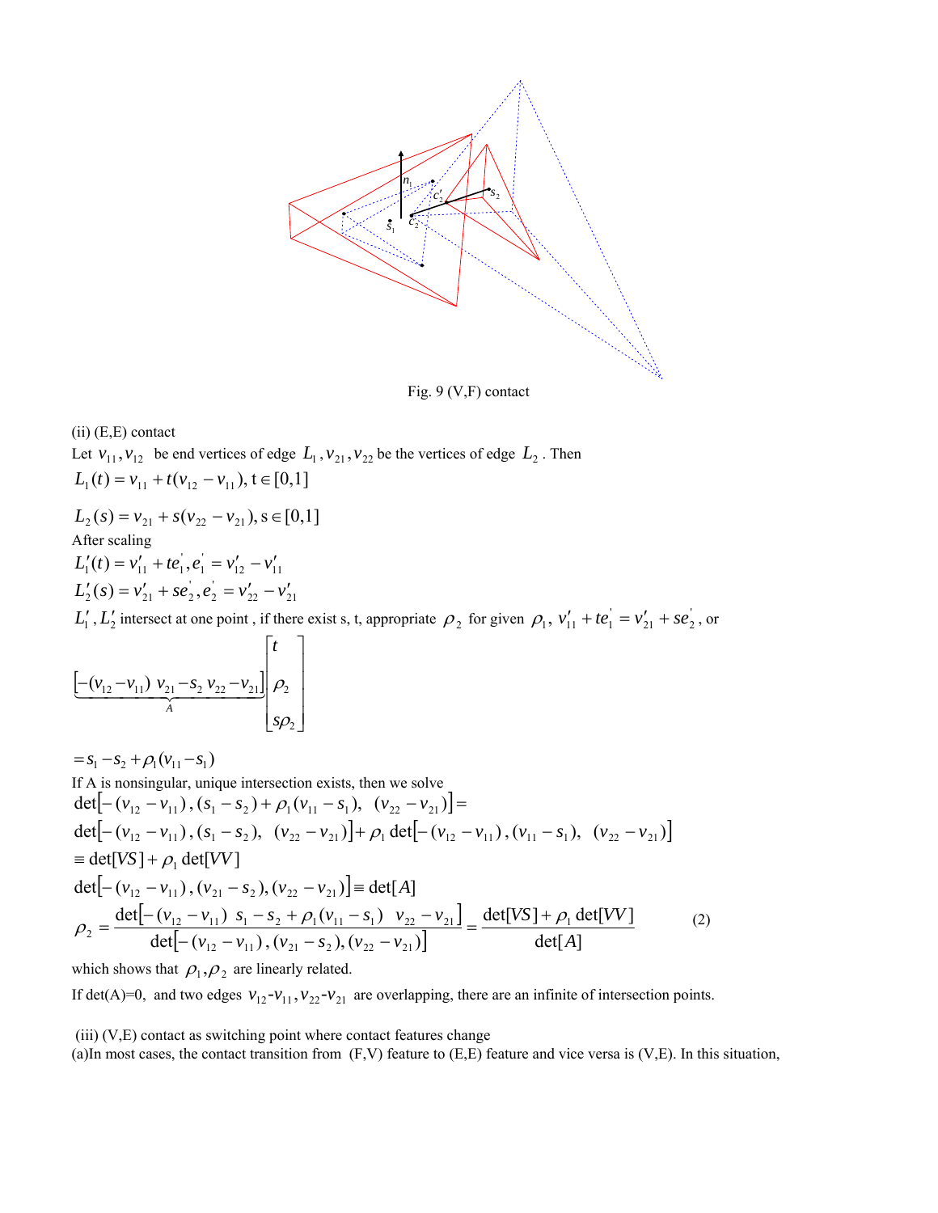Fig. 9 (V,F) contact

(ii) (E,E) contact

Let $v_{11}, v_{12}$ be end vertices of edge $L_1$, $v_{21}, v_{22}$ be the vertices of edge $L_2$. Then

$$L_1(t) = v_{11} + t(v_{12} - v_{11}), \mathrm{t} \in [0,1]$$

$$L_2(s) = v_{21} + s(v_{22} - v_{21}), \mathrm{s} \in [0,1]$$

After scaling

$$L_1'(t) = v_{11}' + te_1', e_1' = v_{12}' - v_{11}'$$

$$L_2'(s) = v_{21}' + se_2', e_2' = v_{22}' - v_{21}'$$

$L_1', L_2'$ intersect at one point , if there exist s, t, appropriate $\rho_2$ for given $\rho_1$, $v_{11}' + te_1' = v_{21}' + se_2'$, or

$$\underbrace{\left[-(v_{12} - v_{11}) \;\; v_{21} - s_2 \;\; v_{22} - v_{21}\right]}_{A} \begin{bmatrix} t \\ \rho_2 \\ s\rho_2 \end{bmatrix}$$

$$= s_1 - s_2 + \rho_1 (v_{11} - s_1)$$

If A is nonsingular, unique intersection exists, then we solve

$$\det\left[-(v_{12} - v_{11}), (s_1 - s_2) + \rho_1 (v_{11} - s_1), \;\; (v_{22} - v_{21})\right] =$$

$$\det\left[-(v_{12} - v_{11}), (s_1 - s_2), \;\; (v_{22} - v_{21})\right] + \rho_1 \det\left[-(v_{12} - v_{11}), (v_{11} - s_1), \;\; (v_{22} - v_{21})\right]$$

$$\equiv \det[VS] + \rho_1 \det[VV]$$

$$\det\left[-(v_{12} - v_{11}), (v_{21} - s_2), (v_{22} - v_{21})\right] \equiv \det[A]$$

$$\rho_2 = \frac{\det\left[-(v_{12} - v_{11}) \;\; s_1 - s_2 + \rho_1 (v_{11} - s_1) \;\; v_{22} - v_{21}\right]}{\det\left[-(v_{12} - v_{11}), (v_{21} - s_2), (v_{22} - v_{21})\right]} = \frac{\det[VS] + \rho_1 \det[VV]}{\det[A]} \qquad (2)$$

which shows that $\rho_1, \rho_2$ are linearly related.

If det(A)=0, and two edges $v_{12}$-$v_{11}$, $v_{22}$-$v_{21}$ are overlapping, there are an infinite of intersection points.

(iii) (V,E) contact as switching point where contact features change

(a)In most cases, the contact transition from (F,V) feature to (E,E) feature and vice versa is (V,E). In this situation,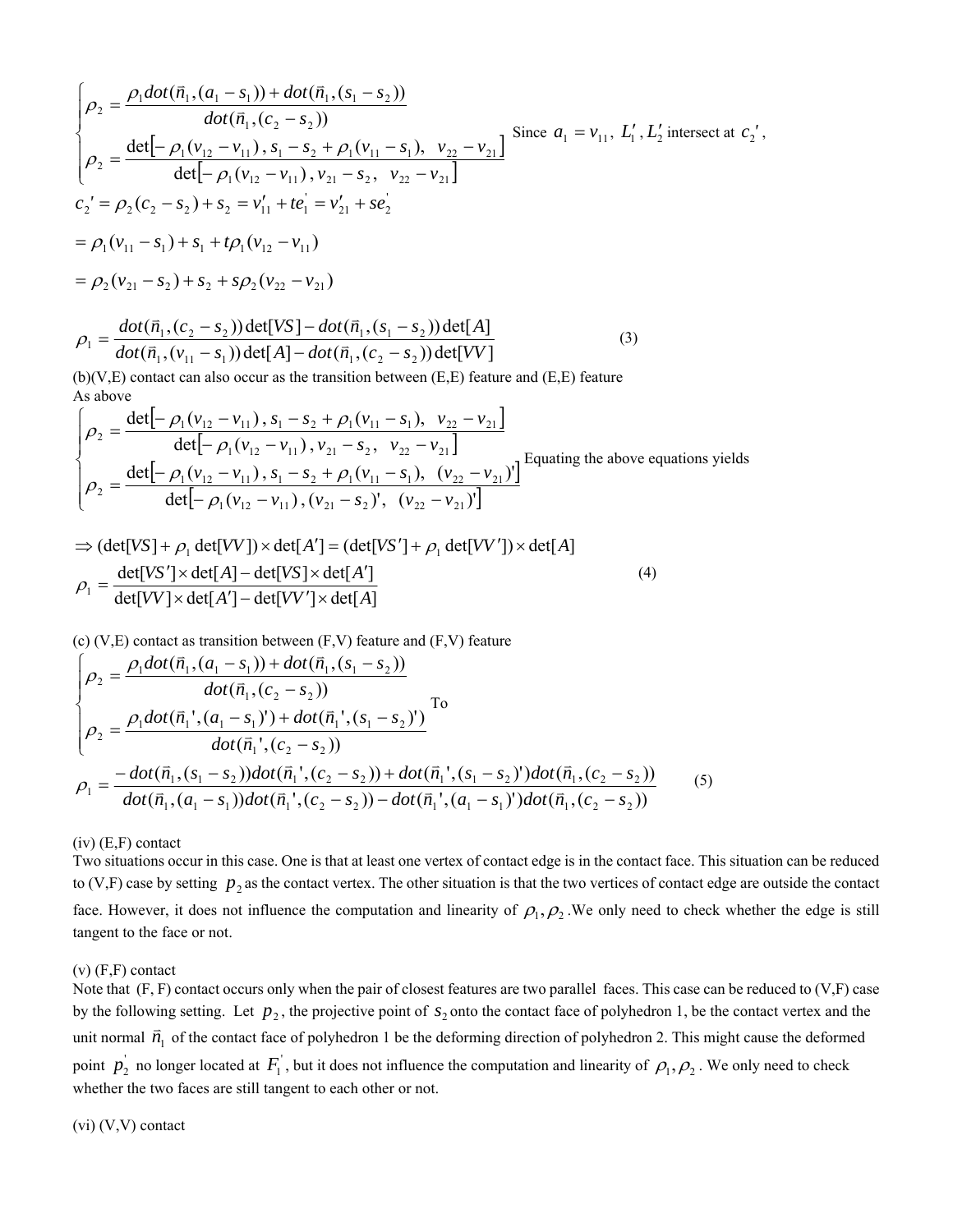$$
\begin{cases}
\rho_2 = \dfrac{\rho_1 dot(\vec{n}_1,(a_1 - s_1)) + dot(\vec{n}_1,(s_1 - s_2))}{dot(\vec{n}_1,(c_2 - s_2))} \\[2ex]
\rho_2 = \dfrac{\det\left[-\rho_1(v_{12} - v_{11}),\, s_1 - s_2 + \rho_1(v_{11} - s_1),\;\; v_{22} - v_{21}\right]}{\det\left[-\rho_1(v_{12} - v_{11}),\, v_{21} - s_2,\;\; v_{22} - v_{21}\right]}
\end{cases}
$$

Since $a_1 = v_{11},\ L_1', L_2'$ intersect at $c_2'$,

$$
c_2' = \rho_2(c_2 - s_2) + s_2 = v_{11}' + te_1' = v_{21}' + se_2'
$$

$$
= \rho_1(v_{11} - s_1) + s_1 + t\rho_1(v_{12} - v_{11})
$$

$$
= \rho_2(v_{21} - s_2) + s_2 + s\rho_2(v_{22} - v_{21})
$$

$$
\rho_1 = \frac{dot(\vec{n}_1,(c_2 - s_2))\det[VS] - dot(\vec{n}_1,(s_1 - s_2))\det[A]}{dot(\vec{n}_1,(v_{11} - s_1))\det[A] - dot(\vec{n}_1,(c_2 - s_2))\det[VV]} \tag{3}
$$

(b)(V,E) contact can also occur as the transition between (E,E) feature and (E,E) feature

As above

$$
\begin{cases}
\rho_2 = \dfrac{\det\left[-\rho_1(v_{12} - v_{11}),\, s_1 - s_2 + \rho_1(v_{11} - s_1),\;\; v_{22} - v_{21}\right]}{\det\left[-\rho_1(v_{12} - v_{11}),\, v_{21} - s_2,\;\; v_{22} - v_{21}\right]} \\[2ex]
\rho_2 = \dfrac{\det\left[-\rho_1(v_{12} - v_{11}),\, s_1 - s_2 + \rho_1(v_{11} - s_1),\;\; (v_{22} - v_{21})'\right]}{\det\left[-\rho_1(v_{12} - v_{11}),\, (v_{21} - s_2)',\;\; (v_{22} - v_{21})'\right]}
\end{cases}
$$

Equating the above equations yields

$$
\Rightarrow (\det[VS] + \rho_1 \det[VV]) \times \det[A'] = (\det[VS'] + \rho_1 \det[VV']) \times \det[A]
$$

$$
\rho_1 = \frac{\det[VS'] \times \det[A] - \det[VS] \times \det[A']}{\det[VV] \times \det[A'] - \det[VV'] \times \det[A]} \tag{4}
$$

(c) (V,E) contact as transition between (F,V) feature and (F,V) feature

$$
\begin{cases}
\rho_2 = \dfrac{\rho_1 dot(\vec{n}_1,(a_1 - s_1)) + dot(\vec{n}_1,(s_1 - s_2))}{dot(\vec{n}_1,(c_2 - s_2))} \\[2ex]
\rho_2 = \dfrac{\rho_1 dot(\vec{n}_1',(a_1 - s_1)') + dot(\vec{n}_1',(s_1 - s_2)')}{dot(\vec{n}_1',(c_2 - s_2))}
\end{cases}
$$

To

$$
\rho_1 = \frac{-dot(\vec{n}_1,(s_1 - s_2))dot(\vec{n}_1',(c_2 - s_2)) + dot(\vec{n}_1',(s_1 - s_2)')dot(\vec{n}_1,(c_2 - s_2))}{dot(\vec{n}_1,(a_1 - s_1))dot(\vec{n}_1',(c_2 - s_2)) - dot(\vec{n}_1',(a_1 - s_1)')dot(\vec{n}_1,(c_2 - s_2))} \tag{5}
$$

(iv) (E,F) contact

Two situations occur in this case. One is that at least one vertex of contact edge is in the contact face. This situation can be reduced to (V,F) case by setting $p_2$ as the contact vertex. The other situation is that the two vertices of contact edge are outside the contact face. However, it does not influence the computation and linearity of $\rho_1, \rho_2$. We only need to check whether the edge is still tangent to the face or not.

(v) (F,F) contact

Note that (F, F) contact occurs only when the pair of closest features are two parallel faces. This case can be reduced to (V,F) case by the following setting. Let $p_2$, the projective point of $s_2$ onto the contact face of polyhedron 1, be the contact vertex and the unit normal $\vec{n}_1$ of the contact face of polyhedron 1 be the deforming direction of polyhedron 2. This might cause the deformed point $p_2'$ no longer located at $F_1'$, but it does not influence the computation and linearity of $\rho_1, \rho_2$. We only need to check whether the two faces are still tangent to each other or not.

(vi) (V,V) contact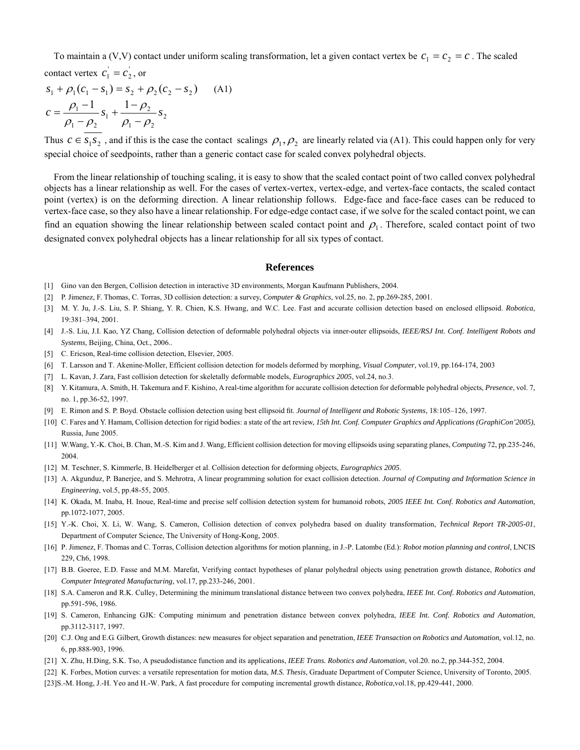To maintain a (V,V) contact under uniform scaling transformation, let a given contact vertex be $c_1 = c_2 = c$. The scaled contact vertex $c_1^{'} = c_2^{'}$, or

$$s_1 + \rho_1(c_1 - s_1) = s_2 + \rho_2(c_2 - s_2) \qquad \text{(A1)}$$

$$c = \frac{\rho_1 - 1}{\rho_1 - \rho_2} s_1 + \frac{1 - \rho_2}{\rho_1 - \rho_2} s_2$$

Thus $c \in \overline{s_1 s_2}$, and if this is the case the contact scalings $\rho_1, \rho_2$ are linearly related via (A1). This could happen only for very special choice of seedpoints, rather than a generic contact case for scaled convex polyhedral objects.

From the linear relationship of touching scaling, it is easy to show that the scaled contact point of two called convex polyhedral objects has a linear relationship as well. For the cases of vertex-vertex, vertex-edge, and vertex-face contacts, the scaled contact point (vertex) is on the deforming direction. A linear relationship follows. Edge-face and face-face cases can be reduced to vertex-face case, so they also have a linear relationship. For edge-edge contact case, if we solve for the scaled contact point, we can find an equation showing the linear relationship between scaled contact point and $\rho_1$. Therefore, scaled contact point of two designated convex polyhedral objects has a linear relationship for all six types of contact.

## References

[1] Gino van den Bergen, Collision detection in interactive 3D environments, Morgan Kaufmann Publishers, 2004.

[2] P. Jimenez, F. Thomas, C. Torras, 3D collision detection: a survey, *Computer & Graphics*, vol.25, no. 2, pp.269-285, 2001.

[3] M. Y. Ju, J.-S. Liu, S. P. Shiang, Y. R. Chien, K.S. Hwang, and W.C. Lee. Fast and accurate collision detection based on enclosed ellipsoid. *Robotica*, 19:381–394, 2001.

[4] J.-S. Liu, J.I. Kao, YZ Chang, Collision detection of deformable polyhedral objects via inner-outer ellipsoids, *IEEE/RSJ Int. Conf. Intelligent Robots and Systems*, Beijing, China, Oct., 2006..

[5] C. Ericson, Real-time collision detection, Elsevier, 2005.

[6] T. Larsson and T. Akenine-Moller, Efficient collision detection for models deformed by morphing, *Visual Computer*, vol.19, pp.164-174, 2003

[7] L. Kavan, J. Zara, Fast collision detection for skeletally deformable models, *Eurographics 2005*, vol.24, no.3.

[8] Y. Kitamura, A. Smith, H. Takemura and F. Kishino, A real-time algorithm for accurate collision detection for deformable polyhedral objects, *Presence*, vol. 7, no. 1, pp.36-52, 1997.

[9] E. Rimon and S. P. Boyd. Obstacle collision detection using best ellipsoid fit. *Journal of Intelligent and Robotic Systems*, 18:105–126, 1997.

[10] C. Fares and Y. Hamam, Collision detection for rigid bodies: a state of the art review, *15th Int. Conf. Computer Graphics and Applications (GraphiCon'2005)*, Russia, June 2005.

[11] W.Wang, Y.-K. Choi, B. Chan, M.-S. Kim and J. Wang, Efficient collision detection for moving ellipsoids using separating planes, *Computing* 72, pp.235-246, 2004.

[12] M. Teschner, S. Kimmerle, B. Heidelberger et al. Collision detection for deforming objects, *Eurographics 2005*.

[13] A. Akgunduz, P. Banerjee, and S. Mehrotra, A linear programming solution for exact collision detection. *Journal of Computing and Information Science in Engineering*, vol.5, pp.48-55, 2005.

[14] K. Okada, M. Inaba, H. Inoue, Real-time and precise self collision detection system for humanoid robots, *2005 IEEE Int. Conf. Robotics and Automation*, pp.1072-1077, 2005.

[15] Y.-K. Choi, X. Li, W. Wang, S. Cameron, Collision detection of convex polyhedra based on duality transformation, *Technical Report TR-2005-01*, Department of Computer Science, The University of Hong-Kong, 2005.

[16] P. Jimenez, F. Thomas and C. Torras, Collision detection algorithms for motion planning, in J.-P. Latombe (Ed.): *Robot motion planning and control*, LNCIS 229, Ch6, 1998.

[17] B.B. Goeree, E.D. Fasse and M.M. Marefat, Verifying contact hypotheses of planar polyhedral objects using penetration growth distance, *Robotics and Computer Integrated Manufacturing*, vol.17, pp.233-246, 2001.

[18] S.A. Cameron and R.K. Culley, Determining the minimum translational distance between two convex polyhedra, *IEEE Int. Conf. Robotics and Automation*, pp.591-596, 1986.

[19] S. Cameron, Enhancing GJK: Computing minimum and penetration distance between convex polyhedra, *IEEE Int. Conf. Robotics and Automation*, pp.3112-3117, 1997.

[20] C.J. Ong and E.G. Gilbert, Growth distances: new measures for object separation and penetration, *IEEE Transaction on Robotics and Automation,* vol.12, no. 6, pp.888-903, 1996.

[21] X. Zhu, H.Ding, S.K. Tso, A pseudodistance function and its applications, *IEEE Trans. Robotics and Automation*, vol.20. no.2, pp.344-352, 2004.

[22] K. Forbes, Motion curves: a versatile representation for motion data, *M.S. Thesis*, Graduate Department of Computer Science, University of Toronto, 2005.

[23] S.-M. Hong, J.-H. Yeo and H.-W. Park, A fast procedure for computing incremental growth distance, *Robotica*, vol.18, pp.429-441, 2000.